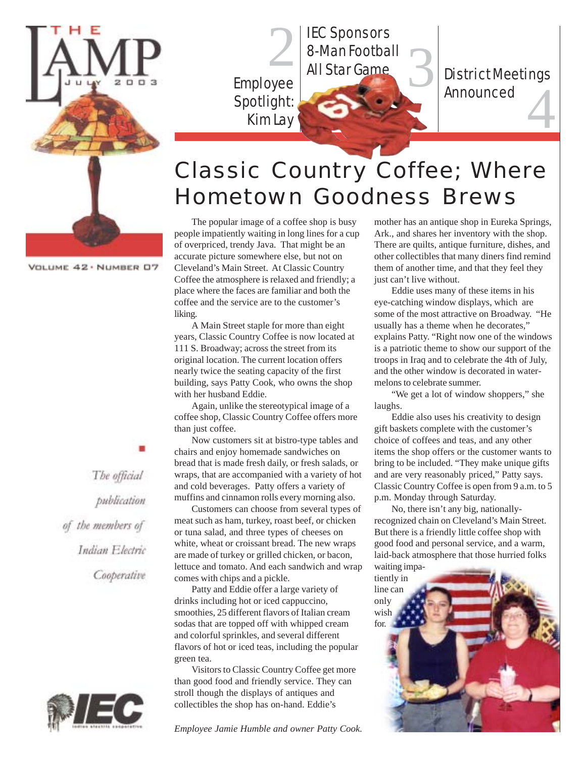# THE LAMP

JULY 2003

VOLUME 42 • NUMBER 07

2 Employee Spotlight: Kim Lay

3 IEC Sponsors 8-Man Football All Star Game

4 District Meetings Announced

## Classic Country Coffee; Where Hometown Goodness Brews

The popular image of a coffee shop is busy people impatiently waiting in long lines for a cup of overpriced, trendy Java. That might be an accurate picture somewhere else, but not on Cleveland's Main Street. At Classic Country Coffee the atmosphere is relaxed and friendly; a place where the faces are familiar and both the coffee and the service are to the customer's liking.

A Main Street staple for more than eight years, Classic Country Coffee is now located at 111 S. Broadway; across the street from its original location. The current location offers nearly twice the seating capacity of the first building, says Patty Cook, who owns the shop with her husband Eddie.

Again, unlike the stereotypical image of a coffee shop, Classic Country Coffee offers more than just coffee.

Now customers sit at bistro-type tables and chairs and enjoy homemade sandwiches on bread that is made fresh daily, or fresh salads, or wraps, that are accompanied with a variety of hot and cold beverages. Patty offers a variety of muffins and cinnamon rolls every morning also.

Customers can choose from several types of meat such as ham, turkey, roast beef, or chicken or tuna salad, and three types of cheeses on white, wheat or croissant bread. The new wraps are made of turkey or grilled chicken, or bacon, lettuce and tomato. And each sandwich and wrap comes with chips and a pickle.

Patty and Eddie offer a large variety of drinks including hot or iced cappuccino, smoothies, 25 different flavors of Italian cream sodas that are topped off with whipped cream and colorful sprinkles, and several different flavors of hot or iced teas, including the popular green tea.

Visitors to Classic Country Coffee get more than good food and friendly service. They can stroll though the displays of antiques and collectibles the shop has on-hand. Eddie's mother has an antique shop in Eureka Springs, Ark., and shares her inventory with the shop. There are quilts, antique furniture, dishes, and other collectibles that many diners find remind them of another time, and that they feel they just can't live without.

Eddie uses many of these items in his eye-catching window displays, which are some of the most attractive on Broadway. "He usually has a theme when he decorates," explains Patty. "Right now one of the windows is a patriotic theme to show our support of the troops in Iraq and to celebrate the 4th of July, and the other window is decorated in watermelons to celebrate summer.

"We get a lot of window shoppers," she laughs.

Eddie also uses his creativity to design gift baskets complete with the customer's choice of coffees and teas, and any other items the shop offers or the customer wants to bring to be included. "They make unique gifts and are very reasonably priced," Patty says. Classic Country Coffee is open from 9 a.m. to 5 p.m. Monday through Saturday.

No, there isn't any big, nationally-recognized chain on Cleveland's Main Street. But there is a friendly little coffee shop with good food and personal service, and a warm, laid-back atmosphere that those hurried folks waiting impatiently in line can only wish for.

*Employee Jamie Humble and owner Patty Cook.*

*The official publication of the members of Indian Electric Cooperative*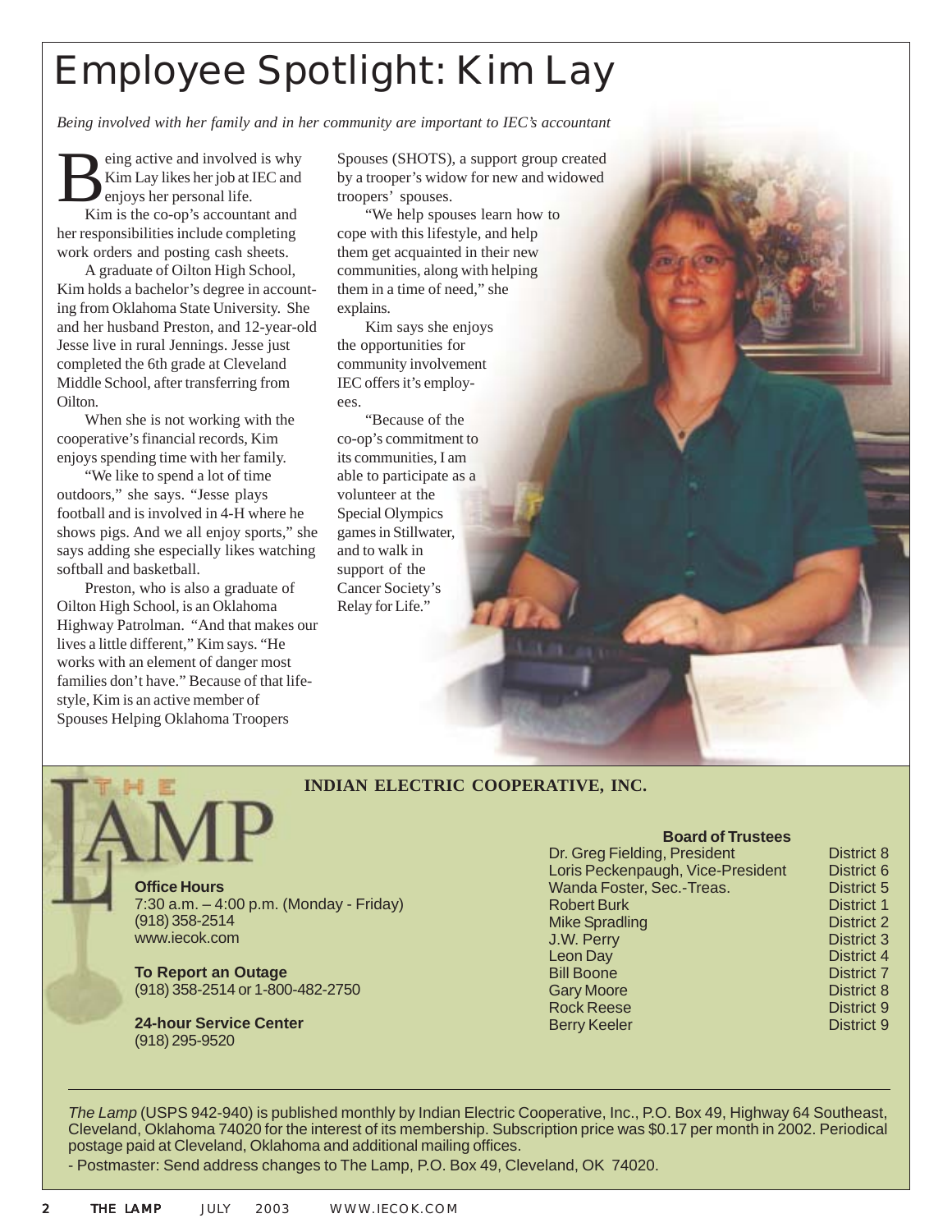# Employee Spotlight: Kim Lay

*Being involved with her family and in her community are important to IEC's accountant*

Being active and involved is why Kim Lay likes her job at IEC and enjoys her personal life.

Kim is the co-op's accountant and her responsibilities include completing work orders and posting cash sheets.

A graduate of Oilton High School, Kim holds a bachelor's degree in accounting from Oklahoma State University. She and her husband Preston, and 12-year-old Jesse live in rural Jennings. Jesse just completed the 6th grade at Cleveland Middle School, after transferring from Oilton.

When she is not working with the cooperative's financial records, Kim enjoys spending time with her family.

"We like to spend a lot of time outdoors," she says. "Jesse plays football and is involved in 4-H where he shows pigs. And we all enjoy sports," she says adding she especially likes watching softball and basketball.

Preston, who is also a graduate of Oilton High School, is an Oklahoma Highway Patrolman. "And that makes our lives a little different," Kim says. "He works with an element of danger most families don't have." Because of that lifestyle, Kim is an active member of Spouses Helping Oklahoma Troopers Spouses (SHOTS), a support group created by a trooper's widow for new and widowed troopers' spouses.

"We help spouses learn how to cope with this lifestyle, and help them get acquainted in their new communities, along with helping them in a time of need," she explains.

Kim says she enjoys the opportunities for community involvement IEC offers it's employees.

"Because of the co-op's commitment to its communities, I am able to participate as a volunteer at the Special Olympics games in Stillwater, and to walk in support of the Cancer Society's Relay for Life."

---

## THE LAMP

**INDIAN ELECTRIC COOPERATIVE, INC.**

**Office Hours**
7:30 a.m. – 4:00 p.m. (Monday - Friday)
(918) 358-2514
www.iecok.com

**To Report an Outage**
(918) 358-2514 or 1-800-482-2750

**24-hour Service Center**
(918) 295-9520

**Board of Trustees**

| Name | District |
|---|---|
| Dr. Greg Fielding, President | District 8 |
| Loris Peckenpaugh, Vice-President | District 6 |
| Wanda Foster, Sec.-Treas. | District 5 |
| Robert Burk | District 1 |
| Mike Spradling | District 2 |
| J.W. Perry | District 3 |
| Leon Day | District 4 |
| Bill Boone | District 7 |
| Gary Moore | District 8 |
| Rock Reese | District 9 |
| Berry Keeler | District 9 |

---

*The Lamp* (USPS 942-940) is published monthly by Indian Electric Cooperative, Inc., P.O. Box 49, Highway 64 Southeast, Cleveland, Oklahoma 74020 for the interest of its membership. Subscription price was $0.17 per month in 2002. Periodical postage paid at Cleveland, Oklahoma and additional mailing offices.

- Postmaster: Send address changes to The Lamp, P.O. Box 49, Cleveland, OK 74020.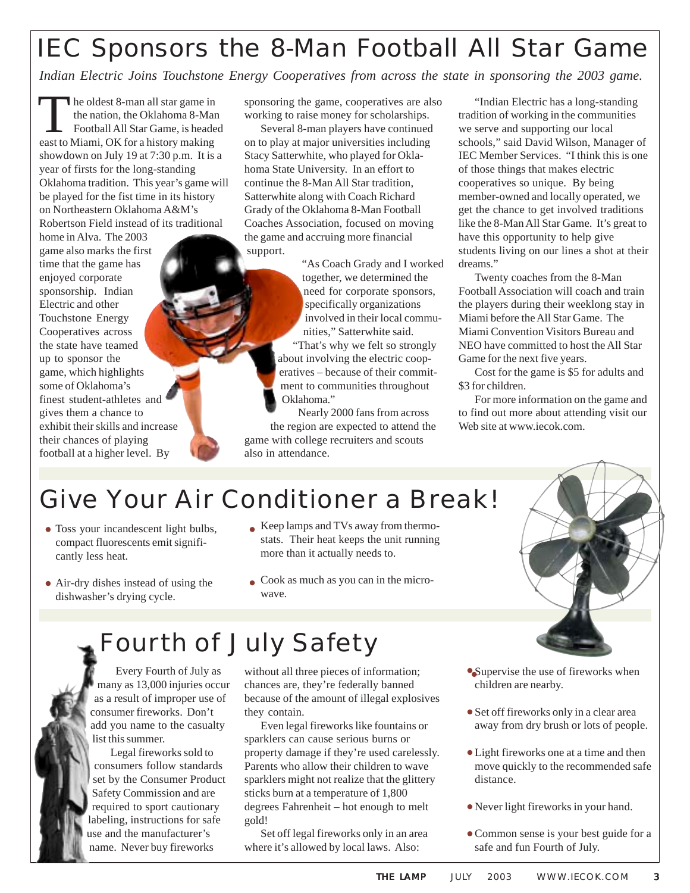# IEC Sponsors the 8-Man Football All Star Game

*Indian Electric Joins Touchstone Energy Cooperatives from across the state in sponsoring the 2003 game.*

The oldest 8-man all star game in the nation, the Oklahoma 8-Man Football All Star Game, is headed east to Miami, OK for a history making showdown on July 19 at 7:30 p.m. It is a year of firsts for the long-standing Oklahoma tradition. This year's game will be played for the fist time in its history on Northeastern Oklahoma A&M's Robertson Field instead of its traditional home in Alva. The 2003 game also marks the first time that the game has enjoyed corporate sponsorship. Indian Electric and other Touchstone Energy Cooperatives across the state have teamed up to sponsor the game, which highlights some of Oklahoma's finest student-athletes and gives them a chance to exhibit their skills and increase their chances of playing football at a higher level. By sponsoring the game, cooperatives are also working to raise money for scholarships.

Several 8-man players have continued on to play at major universities including Stacy Satterwhite, who played for Oklahoma State University. In an effort to continue the 8-Man All Star tradition, Satterwhite along with Coach Richard Grady of the Oklahoma 8-Man Football Coaches Association, focused on moving the game and accruing more financial support.

"As Coach Grady and I worked together, we determined the need for corporate sponsors, specifically organizations involved in their local communities," Satterwhite said. "That's why we felt so strongly about involving the electric cooperatives – because of their commitment to communities throughout Oklahoma."

Nearly 2000 fans from across the region are expected to attend the game with college recruiters and scouts also in attendance.

"Indian Electric has a long-standing tradition of working in the communities we serve and supporting our local schools," said David Wilson, Manager of IEC Member Services. "I think this is one of those things that makes electric cooperatives so unique. By being member-owned and locally operated, we get the chance to get involved traditions like the 8-Man All Star Game. It's great to have this opportunity to help give students living on our lines a shot at their dreams."

Twenty coaches from the 8-Man Football Association will coach and train the players during their weeklong stay in Miami before the All Star Game. The Miami Convention Visitors Bureau and NEO have committed to host the All Star Game for the next five years.

Cost for the game is $5 for adults and $3 for children.

For more information on the game and to find out more about attending visit our Web site at www.iecok.com.

# Give Your Air Conditioner a Break!

- Toss your incandescent light bulbs, compact fluorescents emit significantly less heat.
- Air-dry dishes instead of using the dishwasher's drying cycle.
- Keep lamps and TVs away from thermostats. Their heat keeps the unit running more than it actually needs to.
- Cook as much as you can in the microwave.

# Fourth of July Safety

Every Fourth of July as many as 13,000 injuries occur as a result of improper use of consumer fireworks. Don't add you name to the casualty list this summer.

Legal fireworks sold to consumers follow standards set by the Consumer Product Safety Commission and are required to sport cautionary labeling, instructions for safe use and the manufacturer's name. Never buy fireworks without all three pieces of information; chances are, they're federally banned because of the amount of illegal explosives they contain.

Even legal fireworks like fountains or sparklers can cause serious burns or property damage if they're used carelessly. Parents who allow their children to wave sparklers might not realize that the glittery sticks burn at a temperature of 1,800 degrees Fahrenheit – hot enough to melt gold!

Set off legal fireworks only in an area where it's allowed by local laws. Also:

- Supervise the use of fireworks when children are nearby.
- Set off fireworks only in a clear area away from dry brush or lots of people.
- Light fireworks one at a time and then move quickly to the recommended safe distance.
- Never light fireworks in your hand.
- Common sense is your best guide for a safe and fun Fourth of July.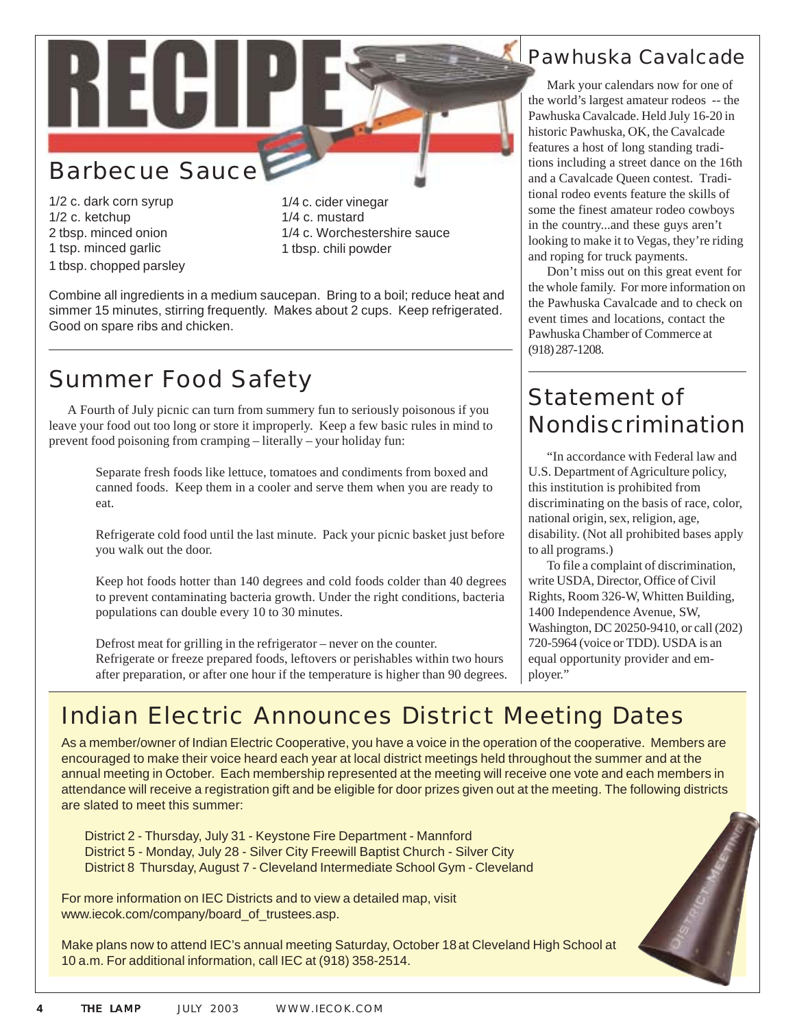# RECIPE

## Barbecue Sauce

1/2 c. dark corn syrup
1/2 c. ketchup
2 tbsp. minced onion
1 tsp. minced garlic
1 tbsp. chopped parsley
1/4 c. cider vinegar
1/4 c. mustard
1/4 c. Worchestershire sauce
1 tbsp. chili powder

Combine all ingredients in a medium saucepan. Bring to a boil; reduce heat and simmer 15 minutes, stirring frequently. Makes about 2 cups. Keep refrigerated. Good on spare ribs and chicken.

## Summer Food Safety

A Fourth of July picnic can turn from summery fun to seriously poisonous if you leave your food out too long or store it improperly. Keep a few basic rules in mind to prevent food poisoning from cramping – literally – your holiday fun:

Separate fresh foods like lettuce, tomatoes and condiments from boxed and canned foods. Keep them in a cooler and serve them when you are ready to eat.

Refrigerate cold food until the last minute. Pack your picnic basket just before you walk out the door.

Keep hot foods hotter than 140 degrees and cold foods colder than 40 degrees to prevent contaminating bacteria growth. Under the right conditions, bacteria populations can double every 10 to 30 minutes.

Defrost meat for grilling in the refrigerator – never on the counter.
Refrigerate or freeze prepared foods, leftovers or perishables within two hours after preparation, or after one hour if the temperature is higher than 90 degrees.

## Pawhuska Cavalcade

Mark your calendars now for one of the world's largest amateur rodeos -- the Pawhuska Cavalcade. Held July 16-20 in historic Pawhuska, OK, the Cavalcade features a host of long standing traditions including a street dance on the 16th and a Cavalcade Queen contest. Traditional rodeo events feature the skills of some the finest amateur rodeo cowboys in the country...and these guys aren't looking to make it to Vegas, they're riding and roping for truck payments.

Don't miss out on this great event for the whole family. For more information on the Pawhuska Cavalcade and to check on event times and locations, contact the Pawhuska Chamber of Commerce at (918) 287-1208.

## Statement of Nondiscrimination

"In accordance with Federal law and U.S. Department of Agriculture policy, this institution is prohibited from discriminating on the basis of race, color, national origin, sex, religion, age, disability. (Not all prohibited bases apply to all programs.)

To file a complaint of discrimination, write USDA, Director, Office of Civil Rights, Room 326-W, Whitten Building, 1400 Independence Avenue, SW, Washington, DC 20250-9410, or call (202) 720-5964 (voice or TDD). USDA is an equal opportunity provider and employer."

## Indian Electric Announces District Meeting Dates

As a member/owner of Indian Electric Cooperative, you have a voice in the operation of the cooperative. Members are encouraged to make their voice heard each year at local district meetings held throughout the summer and at the annual meeting in October. Each membership represented at the meeting will receive one vote and each members in attendance will receive a registration gift and be eligible for door prizes given out at the meeting. The following districts are slated to meet this summer:

District 2 - Thursday, July 31 - Keystone Fire Department - Mannford
District 5 - Monday, July 28 - Silver City Freewill Baptist Church - Silver City
District 8 Thursday, August 7 - Cleveland Intermediate School Gym - Cleveland

For more information on IEC Districts and to view a detailed map, visit www.iecok.com/company/board_of_trustees.asp.

Make plans now to attend IEC's annual meeting Saturday, October 18 at Cleveland High School at 10 a.m. For additional information, call IEC at (918) 358-2514.